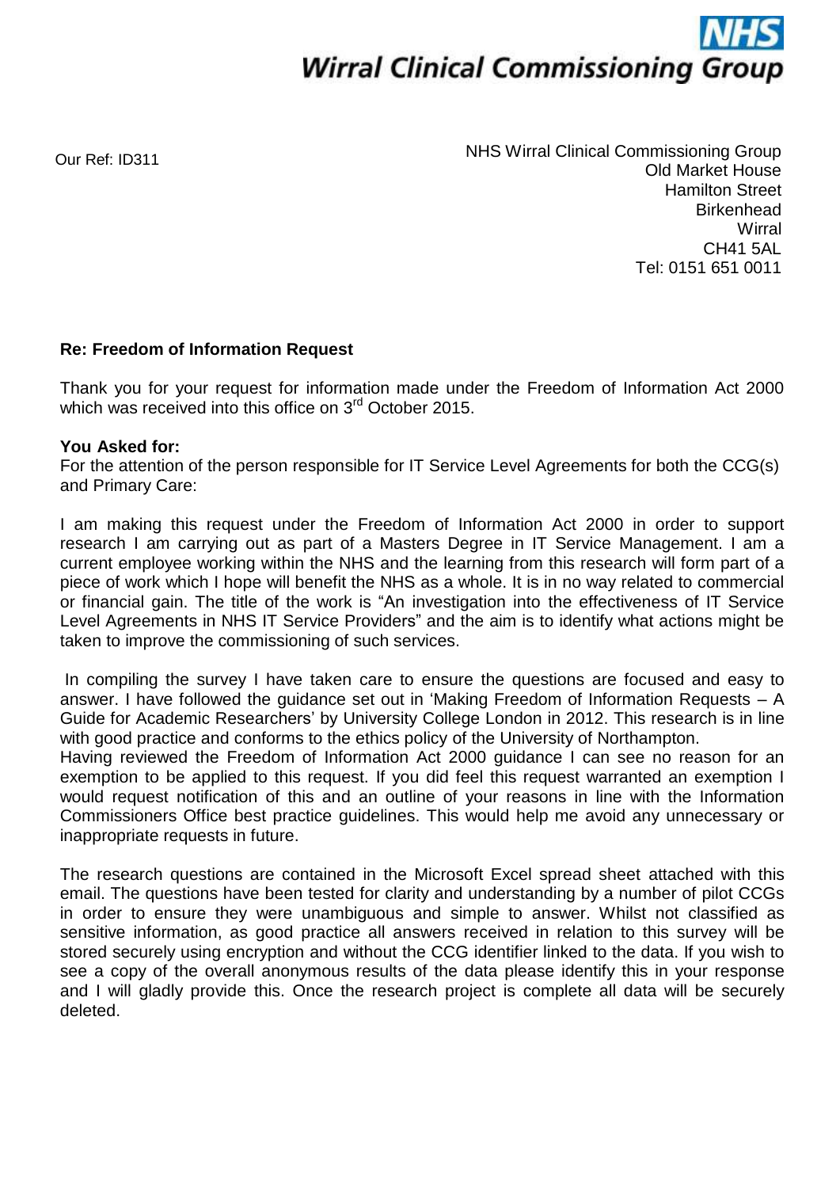**NHS**
**Wirral Clinical Commissioning Group**

Our Ref: ID311

NHS Wirral Clinical Commissioning Group
Old Market House
Hamilton Street
Birkenhead
Wirral
CH41 5AL
Tel: 0151 651 0011

**Re: Freedom of Information Request**

Thank you for your request for information made under the Freedom of Information Act 2000 which was received into this office on 3rd October 2015.

**You Asked for:**
For the attention of the person responsible for IT Service Level Agreements for both the CCG(s) and Primary Care:

I am making this request under the Freedom of Information Act 2000 in order to support research I am carrying out as part of a Masters Degree in IT Service Management. I am a current employee working within the NHS and the learning from this research will form part of a piece of work which I hope will benefit the NHS as a whole. It is in no way related to commercial or financial gain. The title of the work is "An investigation into the effectiveness of IT Service Level Agreements in NHS IT Service Providers" and the aim is to identify what actions might be taken to improve the commissioning of such services.

In compiling the survey I have taken care to ensure the questions are focused and easy to answer. I have followed the guidance set out in 'Making Freedom of Information Requests – A Guide for Academic Researchers' by University College London in 2012. This research is in line with good practice and conforms to the ethics policy of the University of Northampton.
Having reviewed the Freedom of Information Act 2000 guidance I can see no reason for an exemption to be applied to this request. If you did feel this request warranted an exemption I would request notification of this and an outline of your reasons in line with the Information Commissioners Office best practice guidelines. This would help me avoid any unnecessary or inappropriate requests in future.

The research questions are contained in the Microsoft Excel spread sheet attached with this email. The questions have been tested for clarity and understanding by a number of pilot CCGs in order to ensure they were unambiguous and simple to answer. Whilst not classified as sensitive information, as good practice all answers received in relation to this survey will be stored securely using encryption and without the CCG identifier linked to the data. If you wish to see a copy of the overall anonymous results of the data please identify this in your response and I will gladly provide this. Once the research project is complete all data will be securely deleted.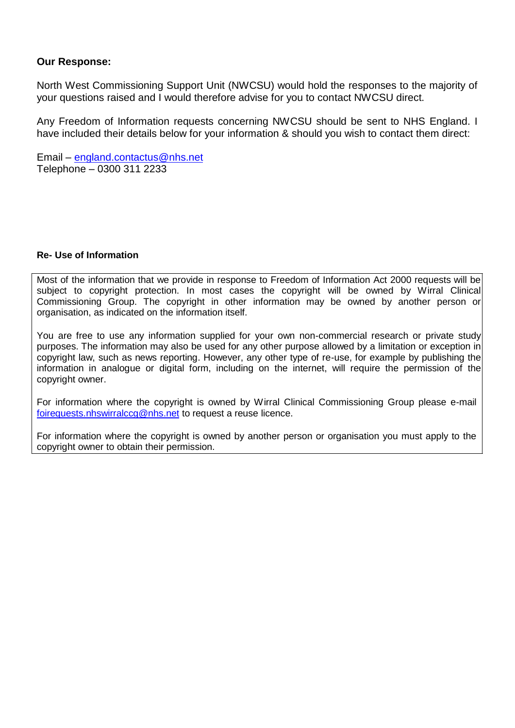**Our Response:**

North West Commissioning Support Unit (NWCSU) would hold the responses to the majority of your questions raised and I would therefore advise for you to contact NWCSU direct.

Any Freedom of Information requests concerning NWCSU should be sent to NHS England. I have included their details below for your information & should you wish to contact them direct:

Email – england.contactus@nhs.net
Telephone – 0300 311 2233

**Re- Use of Information**

Most of the information that we provide in response to Freedom of Information Act 2000 requests will be subject to copyright protection. In most cases the copyright will be owned by Wirral Clinical Commissioning Group. The copyright in other information may be owned by another person or organisation, as indicated on the information itself.

You are free to use any information supplied for your own non-commercial research or private study purposes. The information may also be used for any other purpose allowed by a limitation or exception in copyright law, such as news reporting. However, any other type of re-use, for example by publishing the information in analogue or digital form, including on the internet, will require the permission of the copyright owner.

For information where the copyright is owned by Wirral Clinical Commissioning Group please e-mail foirequests.nhswirralccg@nhs.net to request a reuse licence.

For information where the copyright is owned by another person or organisation you must apply to the copyright owner to obtain their permission.